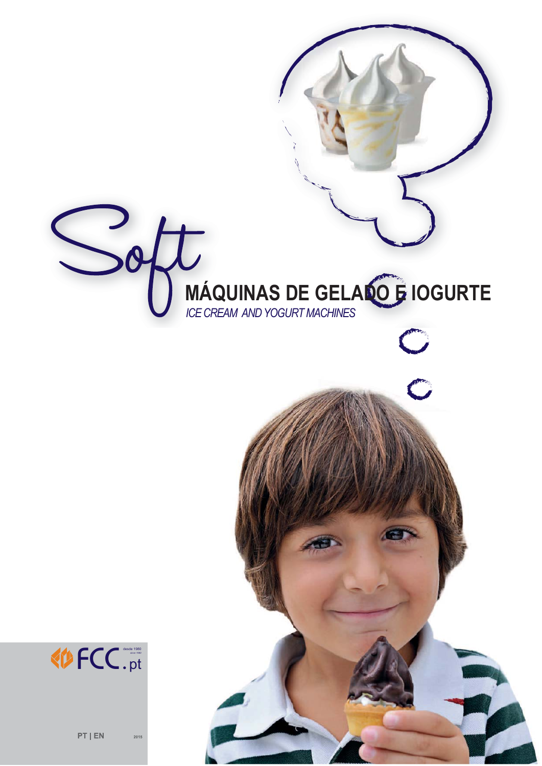# Soft

## MÁQUINAS DE GELADO E IOGURTE

*ICE CREAM AND YOGURT MACHINES*

FCC.pt desde 1980 since 1980

PT | EN 2015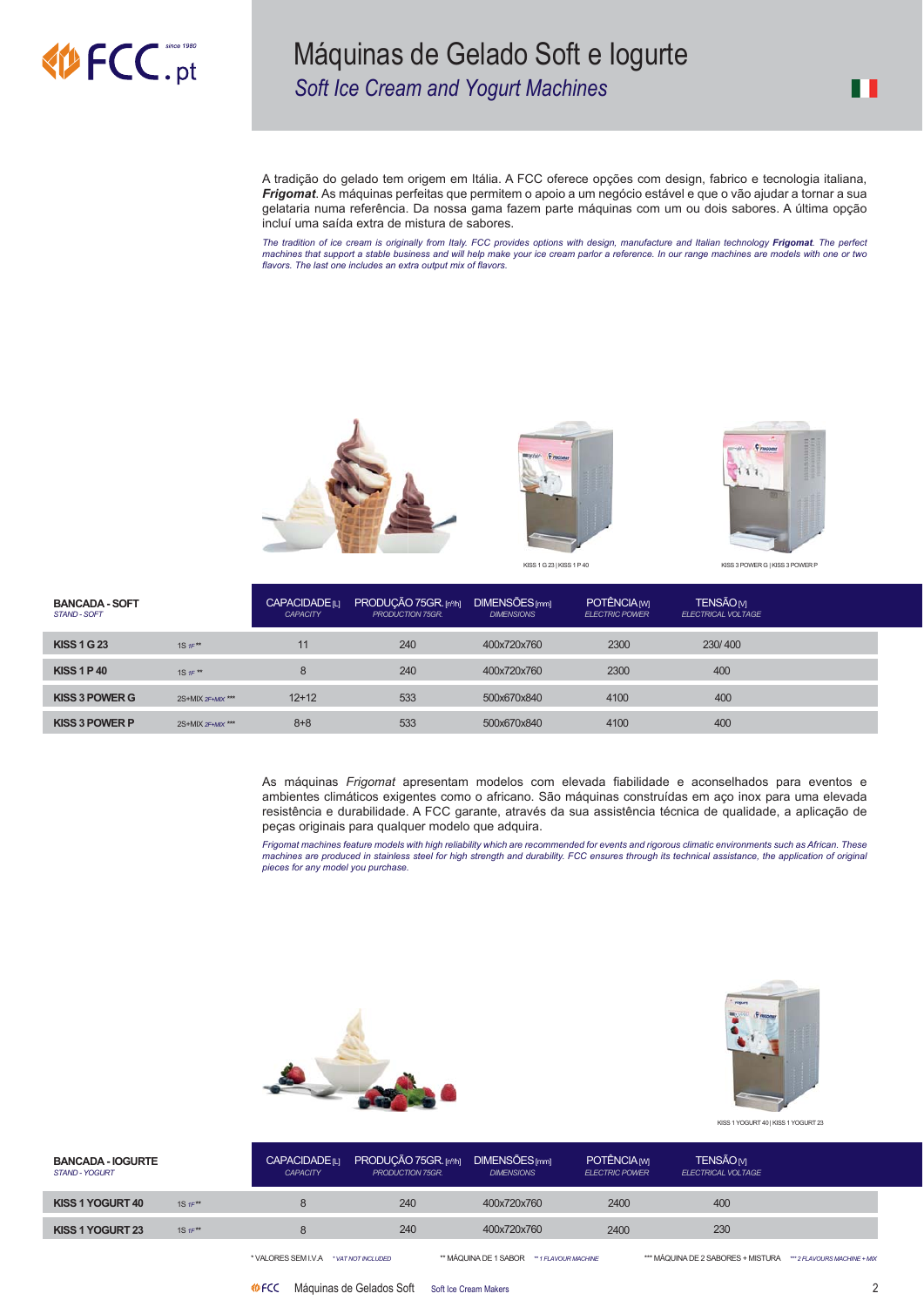# Máquinas de Gelado Soft e Iogurte

*Soft Ice Cream and Yogurt Machines*

A tradição do gelado tem origem em Itália. A FCC oferece opções com design, fabrico e tecnologia italiana, ***Frigomat***. As máquinas perfeitas que permitem o apoio a um negócio estável e que o vão ajudar a tornar a sua gelataria numa referência. Da nossa gama fazem parte máquinas com um ou dois sabores. A última opção incluí uma saída extra de mistura de sabores.

*The tradition of ice cream is originally from Italy. FCC provides options with design, manufacture and Italian technology **Frigomat**. The perfect machines that support a stable business and will help make your ice cream parlor a reference. In our range machines are models with one or two flavors. The last one includes an extra output mix of flavors.*

KISS 1 G 23 | KISS 1 P 40

KISS 3 POWER G | KISS 3 POWER P

| **BANCADA - SOFT** *STAND - SOFT* | | CAPACIDADE [L] *CAPACITY* | PRODUÇÃO 75GR. [nº/h] *PRODUCTION 75GR.* | DIMENSÕES [mm] *DIMENSIONS* | POTÊNCIA [W] *ELECTRIC POWER* | TENSÃO [V] *ELECTRICAL VOLTAGE* |
|---|---|---|---|---|---|---|
| **KISS 1 G 23** | 1S *1F* ** | 11 | 240 | 400x720x760 | 2300 | 230/ 400 |
| **KISS 1 P 40** | 1S *1F* ** | 8 | 240 | 400x720x760 | 2300 | 400 |
| **KISS 3 POWER G** | 2S+MIX *2F+MIX* *** | 12+12 | 533 | 500x670x840 | 4100 | 400 |
| **KISS 3 POWER P** | 2S+MIX *2F+MIX* *** | 8+8 | 533 | 500x670x840 | 4100 | 400 |

As máquinas *Frigomat* apresentam modelos com elevada fiabilidade e aconselhados para eventos e ambientes climáticos exigentes como o africano. São máquinas construídas em aço inox para uma elevada resistência e durabilidade. A FCC garante, através da sua assistência técnica de qualidade, a aplicação de peças originais para qualquer modelo que adquira.

*Frigomat machines feature models with high reliability which are recommended for events and rigorous climatic environments such as African. These machines are produced in stainless steel for high strength and durability. FCC ensures through its technical assistance, the application of original pieces for any model you purchase.*

KISS 1 YOGURT 40 | KISS 1 YOGURT 23

| **BANCADA - IOGURTE** *STAND - YOGURT* | | CAPACIDADE [L] *CAPACITY* | PRODUÇÃO 75GR. [nº/h] *PRODUCTION 75GR.* | DIMENSÕES [mm] *DIMENSIONS* | POTÊNCIA [W] *ELECTRIC POWER* | TENSÃO [V] *ELECTRICAL VOLTAGE* |
|---|---|---|---|---|---|---|
| **KISS 1 YOGURT 40** | 1S *1F* ** | 8 | 240 | 400x720x760 | 2400 | 400 |
| **KISS 1 YOGURT 23** | 1S *1F* ** | 8 | 240 | 400x720x760 | 2400 | 230 |

\* VALORES SEM I.V.A *\* VAT NOT INCLUDED*  ** MÁQUINA DE 1 SABOR *** 1 FLAVOUR MACHINE*  *** MÁQUINA DE 2 SABORES + MISTURA **** 2 FLAVOURS MACHINE + MIX*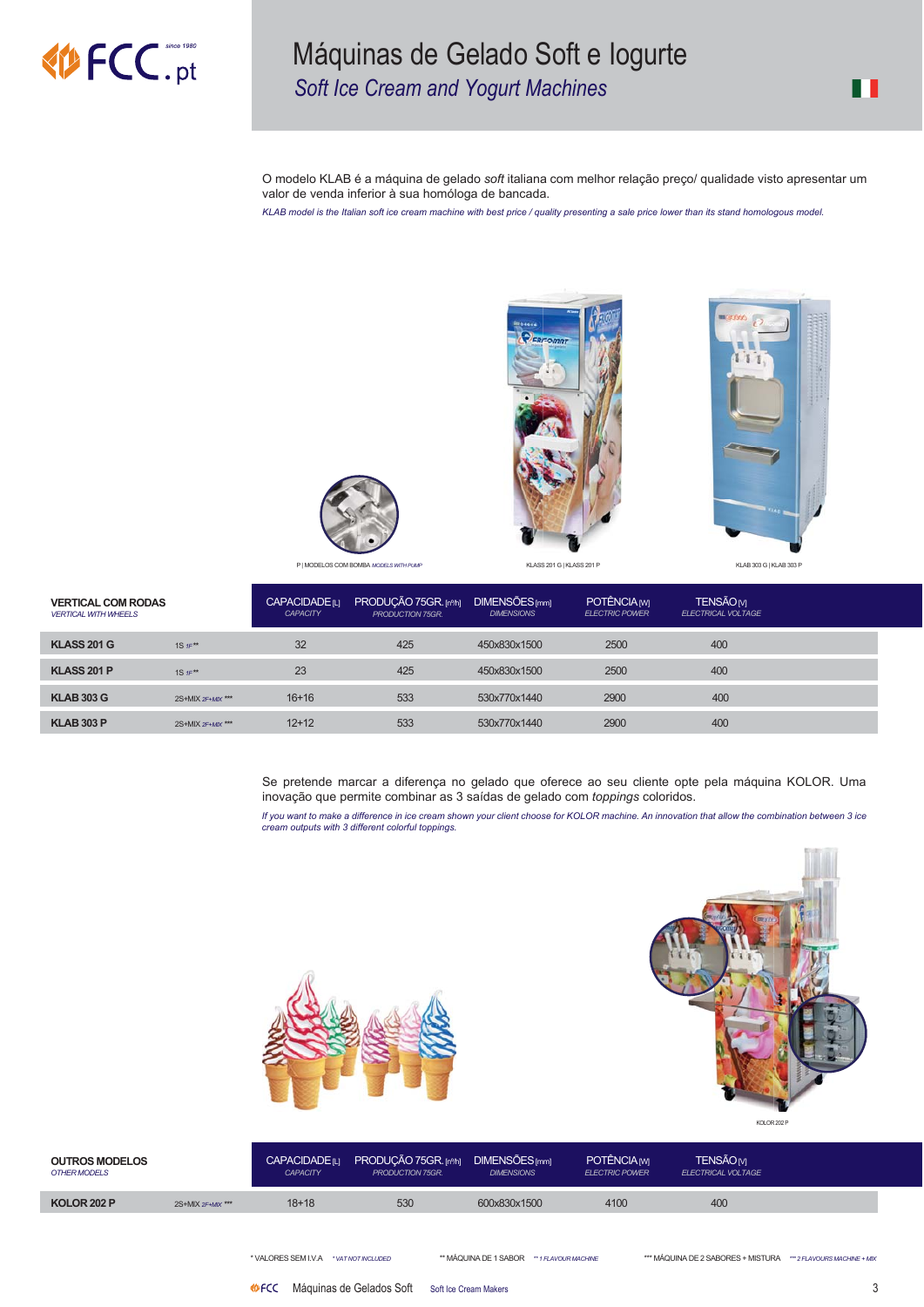# Máquinas de Gelado Soft e Iogurte

## *Soft Ice Cream and Yogurt Machines*

O modelo KLAB é a máquina de gelado *soft* italiana com melhor relação preço/ qualidade visto apresentar um valor de venda inferior à sua homóloga de bancada.

*KLAB model is the Italian soft ice cream machine with best price / quality presenting a sale price lower than its stand homologous model.*

P | MODELOS COM BOMBA *MODELS WITH PUMP*

KLASS 201 G | KLASS 201 P

KLAB 303 G | KLAB 303 P

| **VERTICAL COM RODAS** *VERTICAL WITH WHEELS* | | CAPACIDADE [L] *CAPACITY* | PRODUÇÃO 75GR. [nº/h] *PRODUCTION 75GR.* | DIMENSÕES [mm] *DIMENSIONS* | POTÊNCIA [W] *ELECTRIC POWER* | TENSÃO [V] *ELECTRICAL VOLTAGE* |
|---|---|---|---|---|---|---|
| **KLASS 201 G** | 1S *1F*** | 32 | 425 | 450x830x1500 | 2500 | 400 |
| **KLASS 201 P** | 1S *1F*** | 23 | 425 | 450x830x1500 | 2500 | 400 |
| **KLAB 303 G** | 2S+MIX *2F+MIX* *** | 16+16 | 533 | 530x770x1440 | 2900 | 400 |
| **KLAB 303 P** | 2S+MIX *2F+MIX* *** | 12+12 | 533 | 530x770x1440 | 2900 | 400 |

Se pretende marcar a diferença no gelado que oferece ao seu cliente opte pela máquina KOLOR. Uma inovação que permite combinar as 3 saídas de gelado com *toppings* coloridos.

*If you want to make a difference in ice cream shown your client choose for KOLOR machine. An innovation that allow the combination between 3 ice cream outputs with 3 different colorful toppings.*

KOLOR 202 P

| **OUTROS MODELOS** *OTHER MODELS* | | CAPACIDADE [L] *CAPACITY* | PRODUÇÃO 75GR. [nº/h] *PRODUCTION 75GR.* | DIMENSÕES [mm] *DIMENSIONS* | POTÊNCIA [W] *ELECTRIC POWER* | TENSÃO [V] *ELECTRICAL VOLTAGE* |
|---|---|---|---|---|---|---|
| **KOLOR 202 P** | 2S+MIX *2F+MIX* *** | 18+18 | 530 | 600x830x1500 | 4100 | 400 |

* VALORES SEM I.V.A *\* VAT NOT INCLUDED* ** MÁQUINA DE 1 SABOR *\*\* 1 FLAVOUR MACHINE* *** MÁQUINA DE 2 SABORES + MISTURA *\*\*\* 2 FLAVOURS MACHINE + MIX*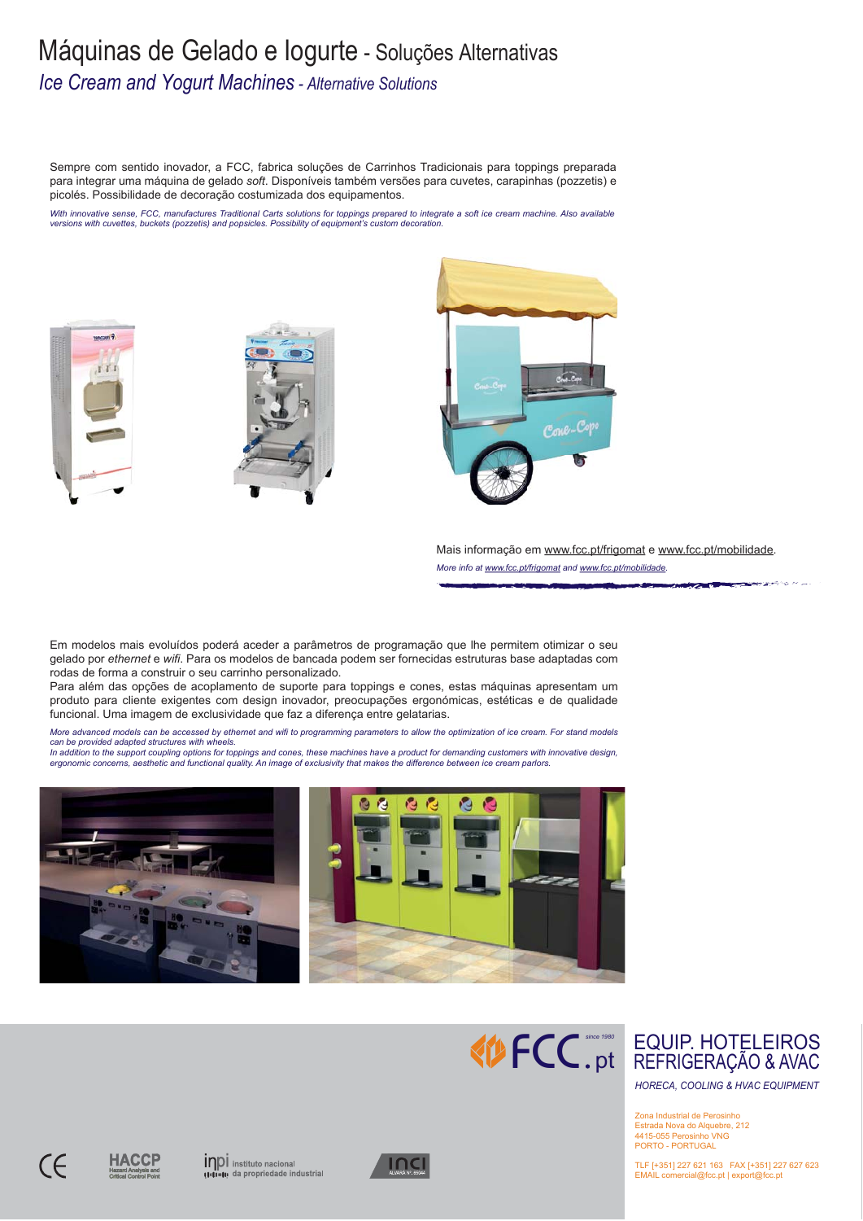# Máquinas de Gelado e Iogurte - Soluções Alternativas

## *Ice Cream and Yogurt Machines - Alternative Solutions*

Sempre com sentido inovador, a FCC, fabrica soluções de Carrinhos Tradicionais para toppings preparada para integrar uma máquina de gelado *soft*. Disponíveis também versões para cuvetes, carapinhas (pozzetis) e picolés. Possibilidade de decoração costumizada dos equipamentos.

*With innovative sense, FCC, manufactures Traditional Carts solutions for toppings prepared to integrate a soft ice cream machine. Also available versions with cuvettes, buckets (pozzetis) and popsicles. Possibility of equipment's custom decoration.*

Mais informação em www.fcc.pt/frigomat e www.fcc.pt/mobilidade.

*More info at www.fcc.pt/frigomat and www.fcc.pt/mobilidade.*

Em modelos mais evoluídos poderá aceder a parâmetros de programação que lhe permitem otimizar o seu gelado por *ethernet* e *wifi*. Para os modelos de bancada podem ser fornecidas estruturas base adaptadas com rodas de forma a construir o seu carrinho personalizado.

Para além das opções de acoplamento de suporte para toppings e cones, estas máquinas apresentam um produto para cliente exigentes com design inovador, preocupações ergonómicas, estéticas e de qualidade funcional. Uma imagem de exclusividade que faz a diferença entre gelatarias.

*More advanced models can be accessed by ethernet and wifi to programming parameters to allow the optimization of ice cream. For stand models can be provided adapted structures with wheels.*

*In addition to the support coupling options for toppings and cones, these machines have a product for demanding customers with innovative design, ergonomic concerns, aesthetic and functional quality. An image of exclusivity that makes the difference between ice cream parlors.*

FCC.pt since 1980

EQUIP. HOTELEIROS
REFRIGERAÇÃO & AVAC

*HORECA, COOLING & HVAC EQUIPMENT*

Zona Industrial de Perosinho
Estrada Nova do Alquebre, 212
4415-055 Perosinho VNG
PORTO - PORTUGAL

TLF [+351] 227 621 163 FAX [+351] 227 627 623
EMAIL comercial@fcc.pt | export@fcc.pt

CE — HACCP Hazard Analysis and Critical Control Point — inpi instituto nacional da propriedade industrial — INCI ALVARÁ Nº 65044